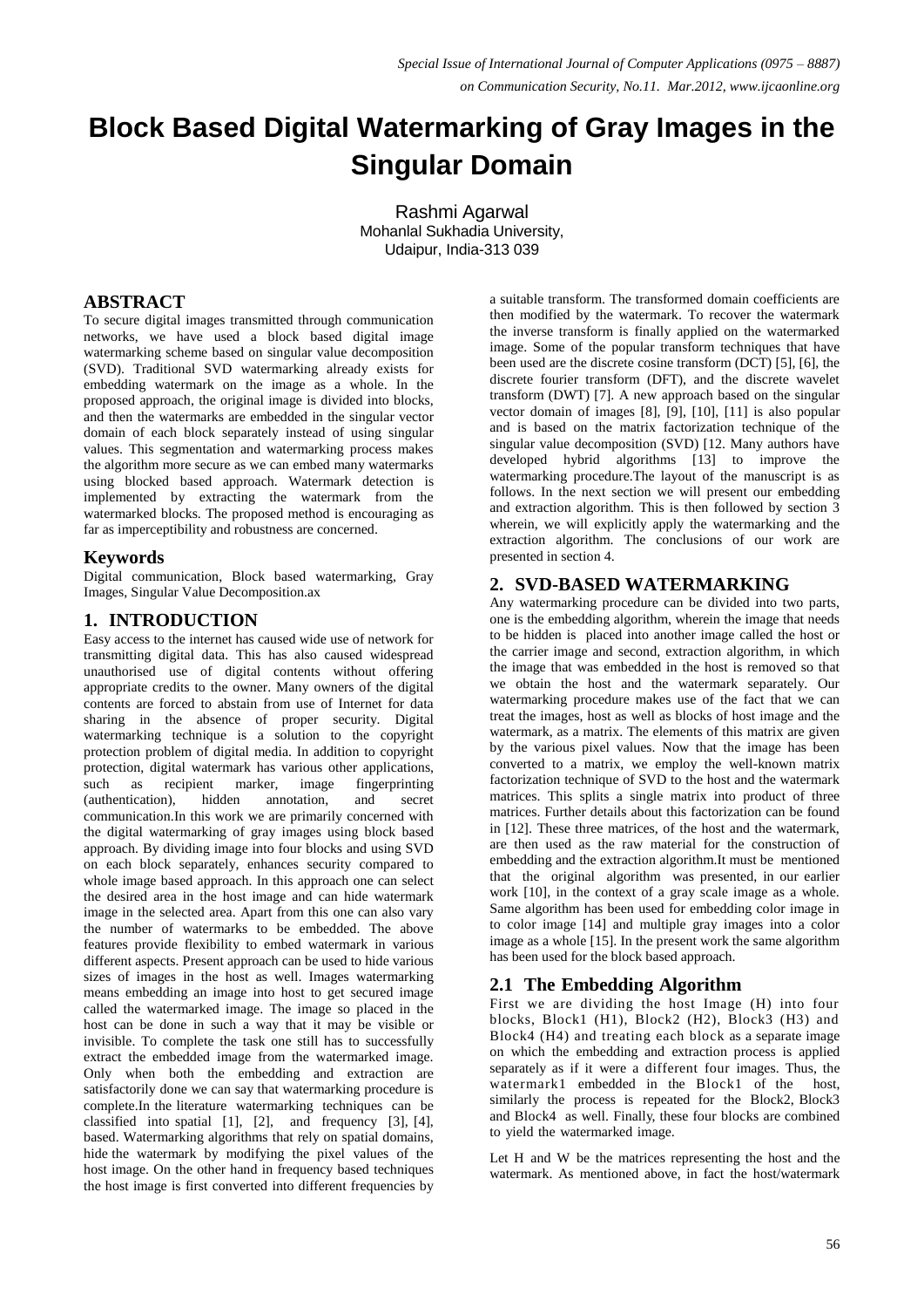# Block Based Digital Watermarking of Gray Images in the Singular Domain

Rashmi Agarwal
Mohanlal Sukhadia University,
Udaipur, India-313 039

## ABSTRACT

To secure digital images transmitted through communication networks, we have used a block based digital image watermarking scheme based on singular value decomposition (SVD). Traditional SVD watermarking already exists for embedding watermark on the image as a whole. In the proposed approach, the original image is divided into blocks, and then the watermarks are embedded in the singular vector domain of each block separately instead of using singular values. This segmentation and watermarking process makes the algorithm more secure as we can embed many watermarks using blocked based approach. Watermark detection is implemented by extracting the watermark from the watermarked blocks. The proposed method is encouraging as far as imperceptibility and robustness are concerned.

## Keywords

Digital communication, Block based watermarking, Gray Images, Singular Value Decomposition.ax

## 1. INTRODUCTION

Easy access to the internet has caused wide use of network for transmitting digital data. This has also caused widespread unauthorised use of digital contents without offering appropriate credits to the owner. Many owners of the digital contents are forced to abstain from use of Internet for data sharing in the absence of proper security. Digital watermarking technique is a solution to the copyright protection problem of digital media. In addition to copyright protection, digital watermark has various other applications, such as recipient marker, image fingerprinting (authentication), hidden annotation, and secret communication.In this work we are primarily concerned with the digital watermarking of gray images using block based approach. By dividing image into four blocks and using SVD on each block separately, enhances security compared to whole image based approach. In this approach one can select the desired area in the host image and can hide watermark image in the selected area. Apart from this one can also vary the number of watermarks to be embedded. The above features provide flexibility to embed watermark in various different aspects. Present approach can be used to hide various sizes of images in the host as well. Images watermarking means embedding an image into host to get secured image called the watermarked image. The image so placed in the host can be done in such a way that it may be visible or invisible. To complete the task one still has to successfully extract the embedded image from the watermarked image. Only when both the embedding and extraction are satisfactorily done we can say that watermarking procedure is complete.In the literature watermarking techniques can be classified into spatial [1], [2], and frequency [3], [4], based. Watermarking algorithms that rely on spatial domains, hide the watermark by modifying the pixel values of the host image. On the other hand in frequency based techniques the host image is first converted into different frequencies by a suitable transform. The transformed domain coefficients are then modified by the watermark. To recover the watermark the inverse transform is finally applied on the watermarked image. Some of the popular transform techniques that have been used are the discrete cosine transform (DCT) [5], [6], the discrete fourier transform (DFT), and the discrete wavelet transform (DWT) [7]. A new approach based on the singular vector domain of images [8], [9], [10], [11] is also popular and is based on the matrix factorization technique of the singular value decomposition (SVD) [12. Many authors have developed hybrid algorithms [13] to improve the watermarking procedure.The layout of the manuscript is as follows. In the next section we will present our embedding and extraction algorithm. This is then followed by section 3 wherein, we will explicitly apply the watermarking and the extraction algorithm. The conclusions of our work are presented in section 4.

## 2. SVD-BASED WATERMARKING

Any watermarking procedure can be divided into two parts, one is the embedding algorithm, wherein the image that needs to be hidden is placed into another image called the host or the carrier image and second, extraction algorithm, in which the image that was embedded in the host is removed so that we obtain the host and the watermark separately. Our watermarking procedure makes use of the fact that we can treat the images, host as well as blocks of host image and the watermark, as a matrix. The elements of this matrix are given by the various pixel values. Now that the image has been converted to a matrix, we employ the well-known matrix factorization technique of SVD to the host and the watermark matrices. This splits a single matrix into product of three matrices. Further details about this factorization can be found in [12]. These three matrices, of the host and the watermark, are then used as the raw material for the construction of embedding and the extraction algorithm.It must be mentioned that the original algorithm was presented, in our earlier work [10], in the context of a gray scale image as a whole. Same algorithm has been used for embedding color image in to color image [14] and multiple gray images into a color image as a whole [15]. In the present work the same algorithm has been used for the block based approach.

### 2.1 The Embedding Algorithm

First we are dividing the host Image (H) into four blocks, Block1 (H1), Block2 (H2), Block3 (H3) and Block4 (H4) and treating each block as a separate image on which the embedding and extraction process is applied separately as if it were a different four images. Thus, the watermark1 embedded in the Block1 of the host, similarly the process is repeated for the Block2, Block3 and Block4 as well. Finally, these four blocks are combined to yield the watermarked image.

Let H and W be the matrices representing the host and the watermark. As mentioned above, in fact the host/watermark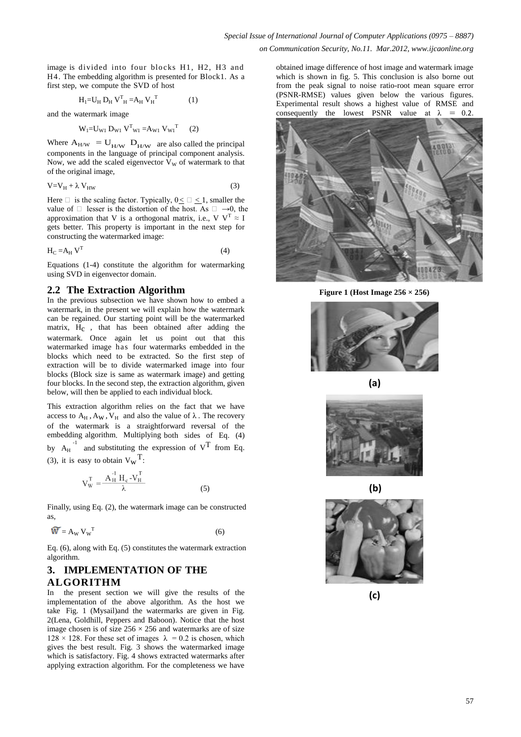image is divided into four blocks H1, H2, H3 and H4. The embedding algorithm is presented for Block1. As a first step, we compute the SVD of host

$$H_1 = U_H D_H V^T_H = A_H V_H^T \qquad (1)$$

and the watermark image

$$W_1 = U_{W1} D_{W1} V^T_{W1} = A_{W1} V_{W1}^T \qquad (2)$$

Where $A_{H/W} = U_{H/W} D_{H/W}$ are also called the principal components in the language of principal component analysis. Now, we add the scaled eigenvector $V_W$ of watermark to that of the original image,

$$V = V_H + \lambda V_{HW} \qquad (3)$$

Here $\lambda$ is the scaling factor. Typically, $0 \leq \lambda \leq 1$, smaller the value of $\lambda$ lesser is the distortion of the host. As $\lambda \rightarrow 0$, the approximation that V is a orthogonal matrix, i.e., $V V^T \approx I$ gets better. This property is important in the next step for constructing the watermarked image:

$$H_C = A_H V^T \qquad (4)$$

Equations (1-4) constitute the algorithm for watermarking using SVD in eigenvector domain.

## 2.2 The Extraction Algorithm

In the previous subsection we have shown how to embed a watermark, in the present we will explain how the watermark can be regained. Our starting point will be the watermarked matrix, $H_C$, that has been obtained after adding the watermark. Once again let us point out that this watermarked image has four watermarks embedded in the blocks which need to be extracted. So the first step of extraction will be to divide watermarked image into four blocks (Block size is same as watermark image) and getting four blocks. In the second step, the extraction algorithm, given below, will then be applied to each individual block.

This extraction algorithm relies on the fact that we have access to $A_H$, $A_W$, $V_H$ and also the value of $\lambda$. The recovery of the watermark is a straightforward reversal of the embedding algorithm. Multiplying both sides of Eq. (4) by $A_H^{-1}$ and substituting the expression of $V^T$ from Eq. (3), it is easy to obtain $V_W{}^T$:

$$V_W^T = \frac{A_H^{-1} H_c - V_H^T}{\lambda} \qquad (5)$$

Finally, using Eq. (2), the watermark image can be constructed as,

$$\tilde{W} = A_W V_W^T \qquad (6)$$

Eq. (6), along with Eq. (5) constitutes the watermark extraction algorithm.

## 3. IMPLEMENTATION OF THE ALGORITHM

In the present section we will give the results of the implementation of the above algorithm. As the host we take Fig. 1 (Mysail)and the watermarks are given in Fig. 2(Lena, Goldhill, Peppers and Baboon). Notice that the host image chosen is of size 256 × 256 and watermarks are of size 128 × 128. For these set of images $\lambda = 0.2$ is chosen, which gives the best result. Fig. 3 shows the watermarked image which is satisfactory. Fig. 4 shows extracted watermarks after applying extraction algorithm. For the completeness we have obtained image difference of host image and watermark image which is shown in fig. 5. This conclusion is also borne out from the peak signal to noise ratio-root mean square error (PSNR-RMSE) values given below the various figures. Experimental result shows a highest value of RMSE and consequently the lowest PSNR value at $\lambda = 0.2$.

**Figure 1 (Host Image 256 × 256)**

**(a)**

**(b)**

**(c)**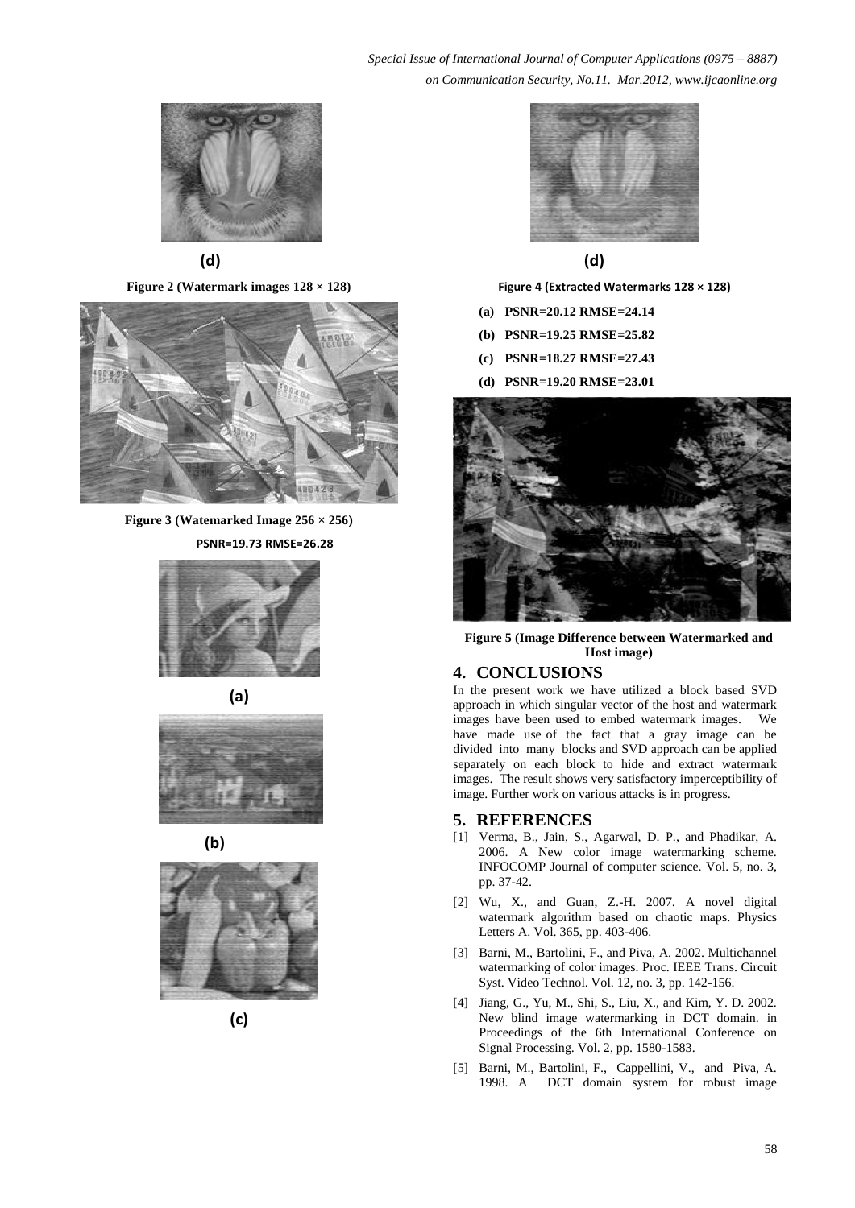**(d)**

**Figure 2 (Watermark images 128 × 128)**

**Figure 3 (Watemarked Image 256 × 256)**

**PSNR=19.73 RMSE=26.28**

**(a)**

**(b)**

**(c)**

**(d)**

**Figure 4 (Extracted Watermarks 128 × 128)**

- **(a) PSNR=20.12 RMSE=24.14**
- **(b) PSNR=19.25 RMSE=25.82**
- **(c) PSNR=18.27 RMSE=27.43**
- **(d) PSNR=19.20 RMSE=23.01**

**Figure 5 (Image Difference between Watermarked and Host image)**

## 4. CONCLUSIONS

In the present work we have utilized a block based SVD approach in which singular vector of the host and watermark images have been used to embed watermark images. We have made use of the fact that a gray image can be divided into many blocks and SVD approach can be applied separately on each block to hide and extract watermark images. The result shows very satisfactory imperceptibility of image. Further work on various attacks is in progress.

## 5. REFERENCES

[1] Verma, B., Jain, S., Agarwal, D. P., and Phadikar, A. 2006. A New color image watermarking scheme. INFOCOMP Journal of computer science. Vol. 5, no. 3, pp. 37-42.

[2] Wu, X., and Guan, Z.-H. 2007. A novel digital watermark algorithm based on chaotic maps. Physics Letters A. Vol. 365, pp. 403-406.

[3] Barni, M., Bartolini, F., and Piva, A. 2002. Multichannel watermarking of color images. Proc. IEEE Trans. Circuit Syst. Video Technol. Vol. 12, no. 3, pp. 142-156.

[4] Jiang, G., Yu, M., Shi, S., Liu, X., and Kim, Y. D. 2002. New blind image watermarking in DCT domain. in Proceedings of the 6th International Conference on Signal Processing. Vol. 2, pp. 1580-1583.

[5] Barni, M., Bartolini, F., Cappellini, V., and Piva, A. 1998. A DCT domain system for robust image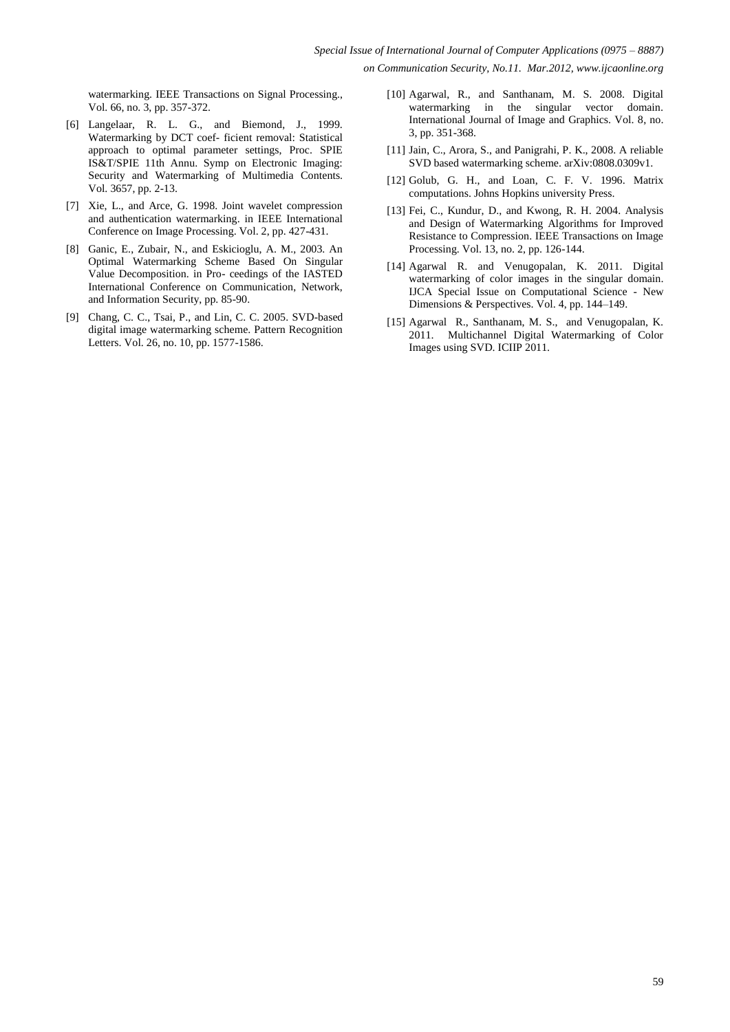watermarking. IEEE Transactions on Signal Processing., Vol. 66, no. 3, pp. 357-372.

[6] Langelaar, R. L. G., and Biemond, J., 1999. Watermarking by DCT coef- ficient removal: Statistical approach to optimal parameter settings, Proc. SPIE IS&T/SPIE 11th Annu. Symp on Electronic Imaging: Security and Watermarking of Multimedia Contents. Vol. 3657, pp. 2-13.

[7] Xie, L., and Arce, G. 1998. Joint wavelet compression and authentication watermarking. in IEEE International Conference on Image Processing. Vol. 2, pp. 427-431.

[8] Ganic, E., Zubair, N., and Eskicioglu, A. M., 2003. An Optimal Watermarking Scheme Based On Singular Value Decomposition. in Pro- ceedings of the IASTED International Conference on Communication, Network, and Information Security, pp. 85-90.

[9] Chang, C. C., Tsai, P., and Lin, C. C. 2005. SVD-based digital image watermarking scheme. Pattern Recognition Letters. Vol. 26, no. 10, pp. 1577-1586.

[10] Agarwal, R., and Santhanam, M. S. 2008. Digital watermarking in the singular vector domain. International Journal of Image and Graphics. Vol. 8, no. 3, pp. 351-368.

[11] Jain, C., Arora, S., and Panigrahi, P. K., 2008. A reliable SVD based watermarking scheme. arXiv:0808.0309v1.

[12] Golub, G. H., and Loan, C. F. V. 1996. Matrix computations. Johns Hopkins university Press.

[13] Fei, C., Kundur, D., and Kwong, R. H. 2004. Analysis and Design of Watermarking Algorithms for Improved Resistance to Compression. IEEE Transactions on Image Processing. Vol. 13, no. 2, pp. 126-144.

[14] Agarwal R. and Venugopalan, K. 2011. Digital watermarking of color images in the singular domain. IJCA Special Issue on Computational Science - New Dimensions & Perspectives. Vol. 4, pp. 144–149.

[15] Agarwal R., Santhanam, M. S., and Venugopalan, K. 2011. Multichannel Digital Watermarking of Color Images using SVD. ICIIP 2011.